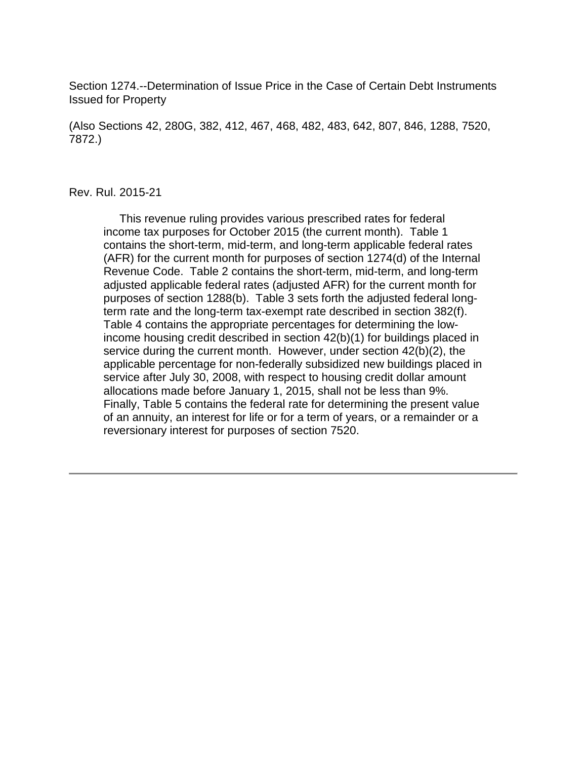Section 1274.--Determination of Issue Price in the Case of Certain Debt Instruments Issued for Property

(Also Sections 42, 280G, 382, 412, 467, 468, 482, 483, 642, 807, 846, 1288, 7520, 7872.)

Rev. Rul. 2015-21

This revenue ruling provides various prescribed rates for federal income tax purposes for October 2015 (the current month). Table 1 contains the short-term, mid-term, and long-term applicable federal rates (AFR) for the current month for purposes of section 1274(d) of the Internal Revenue Code. Table 2 contains the short-term, mid-term, and long-term adjusted applicable federal rates (adjusted AFR) for the current month for purposes of section 1288(b). Table 3 sets forth the adjusted federal long-term rate and the long-term tax-exempt rate described in section 382(f). Table 4 contains the appropriate percentages for determining the low-income housing credit described in section 42(b)(1) for buildings placed in service during the current month. However, under section 42(b)(2), the applicable percentage for non-federally subsidized new buildings placed in service after July 30, 2008, with respect to housing credit dollar amount allocations made before January 1, 2015, shall not be less than 9%. Finally, Table 5 contains the federal rate for determining the present value of an annuity, an interest for life or for a term of years, or a remainder or a reversionary interest for purposes of section 7520.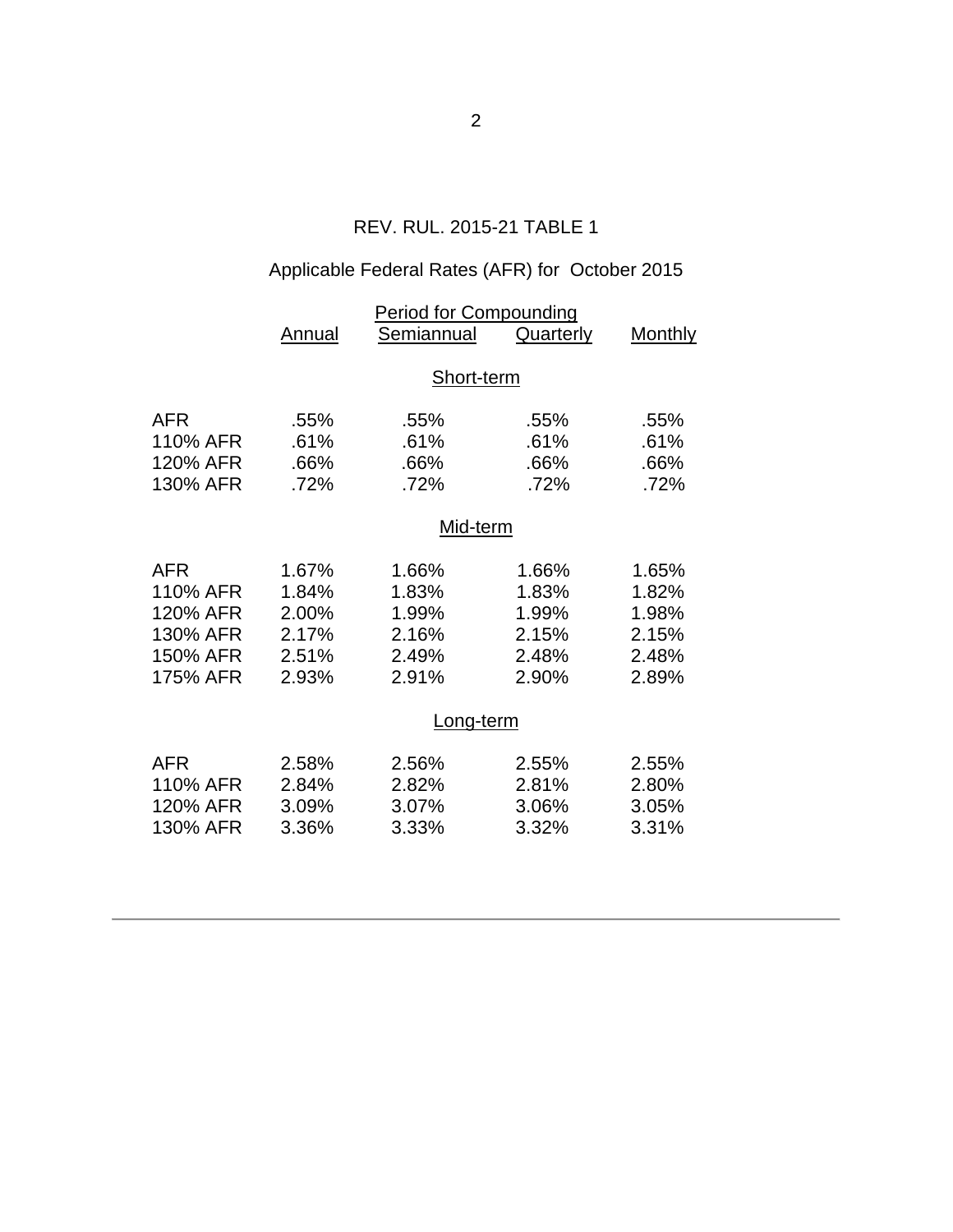## REV. RUL. 2015-21 TABLE 1

### Applicable Federal Rates (AFR) for October 2015

| | Period for Compounding | | | |
|---|---|---|---|---|
| | Annual | Semiannual | Quarterly | Monthly |
| | | Short-term | | |
| AFR | .55% | .55% | .55% | .55% |
| 110% AFR | .61% | .61% | .61% | .61% |
| 120% AFR | .66% | .66% | .66% | .66% |
| 130% AFR | .72% | .72% | .72% | .72% |
| | | Mid-term | | |
| AFR | 1.67% | 1.66% | 1.66% | 1.65% |
| 110% AFR | 1.84% | 1.83% | 1.83% | 1.82% |
| 120% AFR | 2.00% | 1.99% | 1.99% | 1.98% |
| 130% AFR | 2.17% | 2.16% | 2.15% | 2.15% |
| 150% AFR | 2.51% | 2.49% | 2.48% | 2.48% |
| 175% AFR | 2.93% | 2.91% | 2.90% | 2.89% |
| | | Long-term | | |
| AFR | 2.58% | 2.56% | 2.55% | 2.55% |
| 110% AFR | 2.84% | 2.82% | 2.81% | 2.80% |
| 120% AFR | 3.09% | 3.07% | 3.06% | 3.05% |
| 130% AFR | 3.36% | 3.33% | 3.32% | 3.31% |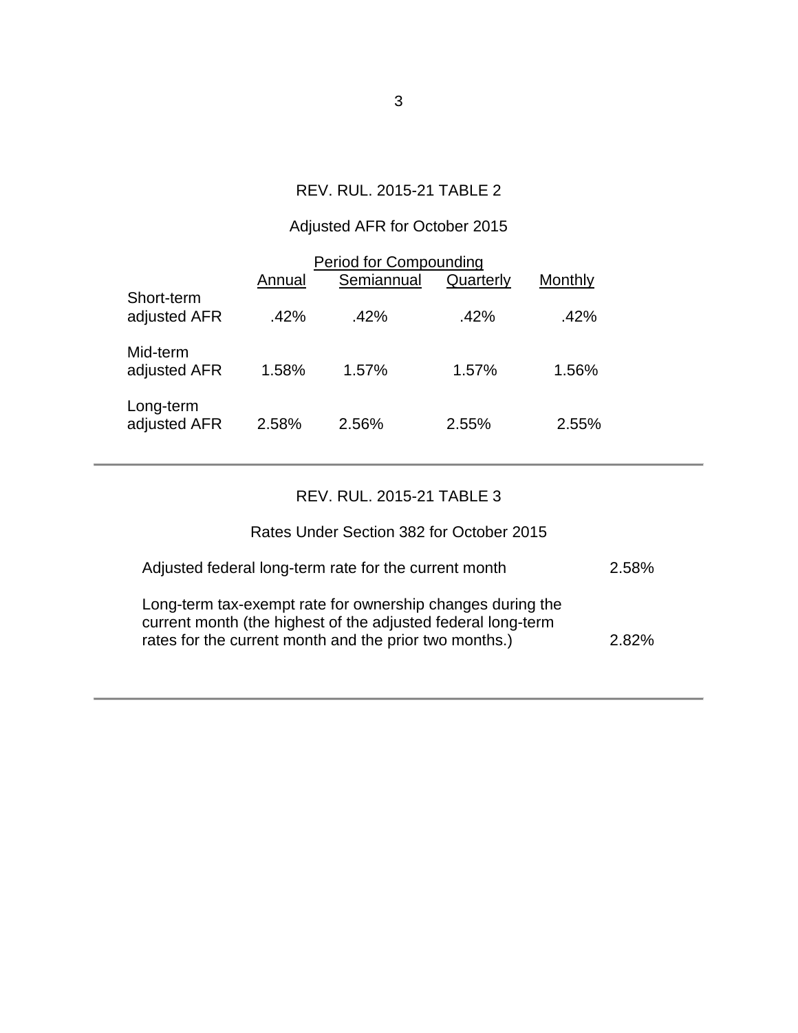REV. RUL. 2015-21 TABLE 2

Adjusted AFR for October 2015

| | Period for Compounding | | | |
|---|---|---|---|---|
| | Annual | Semiannual | Quarterly | Monthly |
| Short-term adjusted AFR | .42% | .42% | .42% | .42% |
| Mid-term adjusted AFR | 1.58% | 1.57% | 1.57% | 1.56% |
| Long-term adjusted AFR | 2.58% | 2.56% | 2.55% | 2.55% |

---

REV. RUL. 2015-21 TABLE 3

Rates Under Section 382 for October 2015

| | |
|---|---|
| Adjusted federal long-term rate for the current month | 2.58% |
| Long-term tax-exempt rate for ownership changes during the current month (the highest of the adjusted federal long-term rates for the current month and the prior two months.) | 2.82% |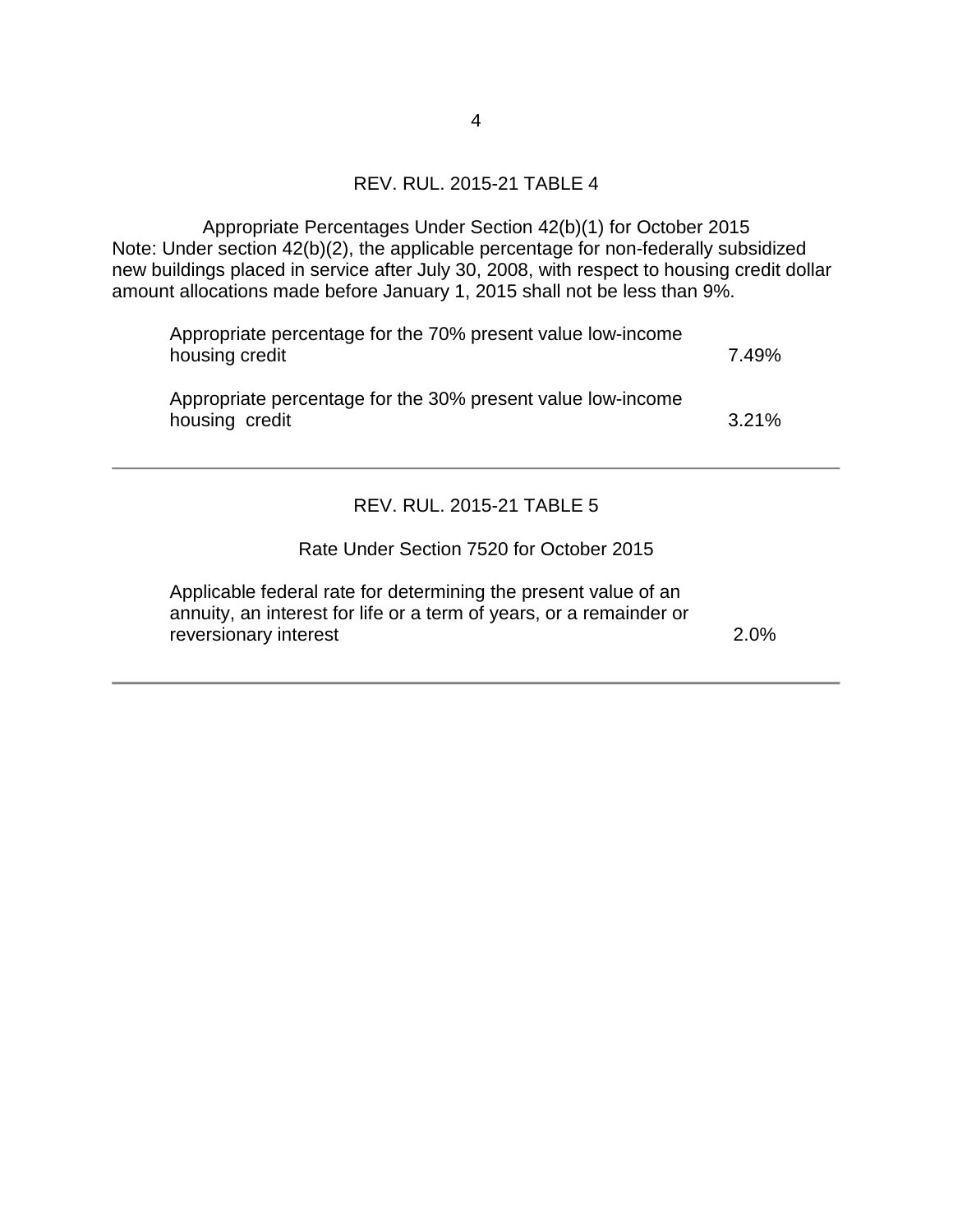## REV. RUL. 2015-21 TABLE 4

Appropriate Percentages Under Section 42(b)(1) for October 2015

Note: Under section 42(b)(2), the applicable percentage for non-federally subsidized new buildings placed in service after July 30, 2008, with respect to housing credit dollar amount allocations made before January 1, 2015 shall not be less than 9%.

| | |
|---|---|
| Appropriate percentage for the 70% present value low-income housing credit | 7.49% |
| Appropriate percentage for the 30% present value low-income housing credit | 3.21% |

---

## REV. RUL. 2015-21 TABLE 5

Rate Under Section 7520 for October 2015

| | |
|---|---|
| Applicable federal rate for determining the present value of an annuity, an interest for life or a term of years, or a remainder or reversionary interest | 2.0% |

---